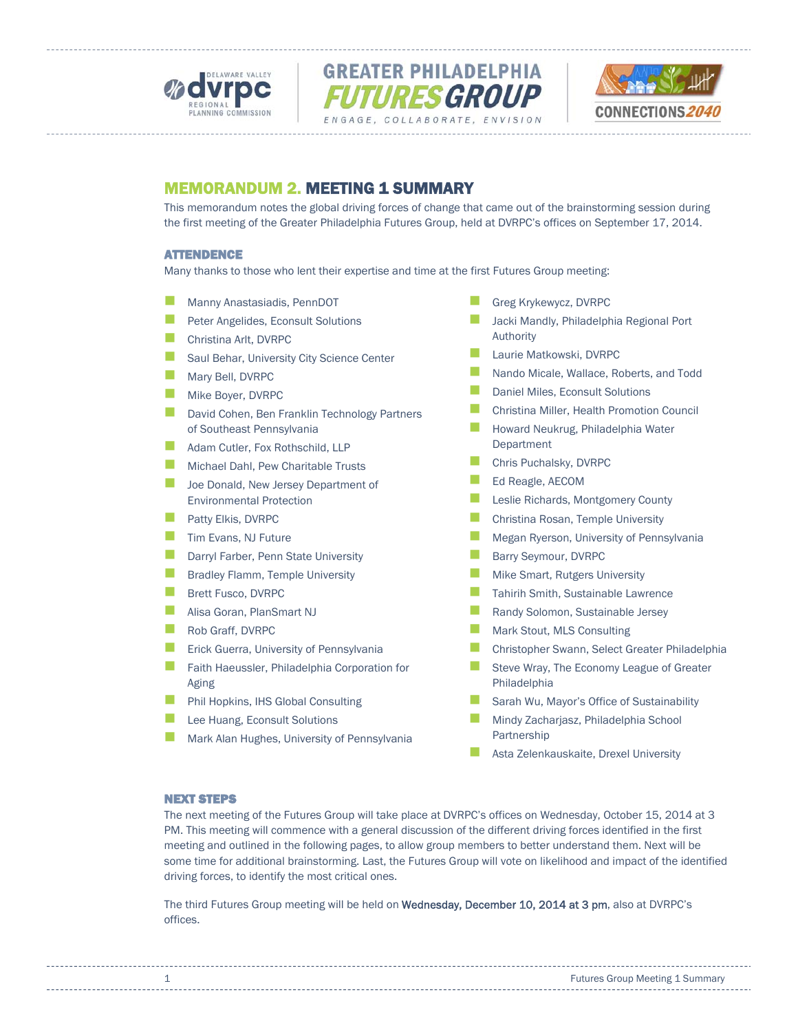# MEMORANDUM 2. MEETING 1 SUMMARY

This memorandum notes the global driving forces of change that came out of the brainstorming session during the first meeting of the Greater Philadelphia Futures Group, held at DVRPC's offices on September 17, 2014.

## ATTENDENCE

Many thanks to those who lent their expertise and time at the first Futures Group meeting:

- Manny Anastasiadis, PennDOT
- Peter Angelides, Econsult Solutions
- Christina Arlt, DVRPC
- Saul Behar, University City Science Center
- Mary Bell, DVRPC
- Mike Boyer, DVRPC
- David Cohen, Ben Franklin Technology Partners of Southeast Pennsylvania
- Adam Cutler, Fox Rothschild, LLP
- Michael Dahl, Pew Charitable Trusts
- Joe Donald, New Jersey Department of Environmental Protection
- Patty Elkis, DVRPC
- Tim Evans, NJ Future
- Darryl Farber, Penn State University
- Bradley Flamm, Temple University
- Brett Fusco, DVRPC
- Alisa Goran, PlanSmart NJ
- Rob Graff, DVRPC
- Erick Guerra, University of Pennsylvania
- Faith Haeussler, Philadelphia Corporation for Aging
- Phil Hopkins, IHS Global Consulting
- Lee Huang, Econsult Solutions
- Mark Alan Hughes, University of Pennsylvania
- Greg Krykewycz, DVRPC
- Jacki Mandly, Philadelphia Regional Port Authority
- Laurie Matkowski, DVRPC
- Nando Micale, Wallace, Roberts, and Todd
- Daniel Miles, Econsult Solutions
- Christina Miller, Health Promotion Council
- Howard Neukrug, Philadelphia Water Department
- Chris Puchalsky, DVRPC
- Ed Reagle, AECOM
- Leslie Richards, Montgomery County
- Christina Rosan, Temple University
- Megan Ryerson, University of Pennsylvania
- Barry Seymour, DVRPC
- Mike Smart, Rutgers University
- Tahirih Smith, Sustainable Lawrence
- Randy Solomon, Sustainable Jersey
- Mark Stout, MLS Consulting
- Christopher Swann, Select Greater Philadelphia
- Steve Wray, The Economy League of Greater Philadelphia
- Sarah Wu, Mayor's Office of Sustainability
- Mindy Zacharjasz, Philadelphia School Partnership
- Asta Zelenkauskaite, Drexel University

## NEXT STEPS

The next meeting of the Futures Group will take place at DVRPC's offices on Wednesday, October 15, 2014 at 3 PM. This meeting will commence with a general discussion of the different driving forces identified in the first meeting and outlined in the following pages, to allow group members to better understand them. Next will be some time for additional brainstorming. Last, the Futures Group will vote on likelihood and impact of the identified driving forces, to identify the most critical ones.

The third Futures Group meeting will be held on Wednesday, December 10, 2014 at 3 pm, also at DVRPC's offices.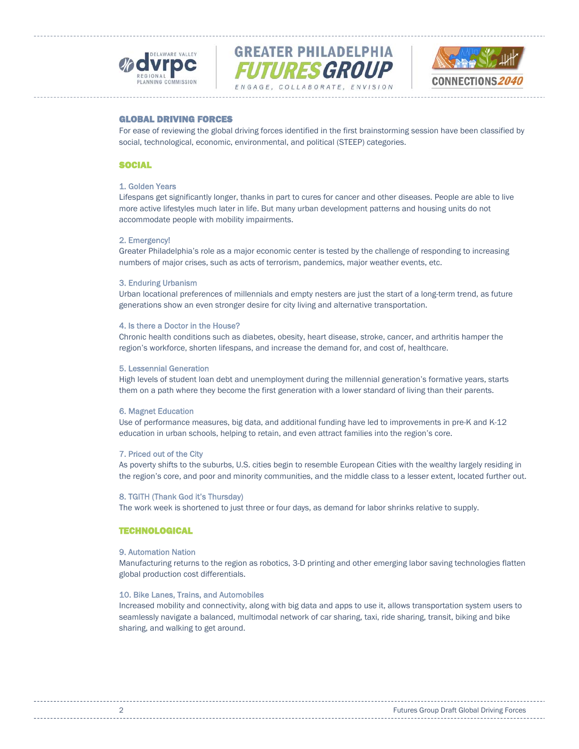## GLOBAL DRIVING FORCES

For ease of reviewing the global driving forces identified in the first brainstorming session have been classified by social, technological, economic, environmental, and political (STEEP) categories.

### SOCIAL

#### 1. Golden Years

Lifespans get significantly longer, thanks in part to cures for cancer and other diseases. People are able to live more active lifestyles much later in life. But many urban development patterns and housing units do not accommodate people with mobility impairments.

#### 2. Emergency!

Greater Philadelphia's role as a major economic center is tested by the challenge of responding to increasing numbers of major crises, such as acts of terrorism, pandemics, major weather events, etc.

#### 3. Enduring Urbanism

Urban locational preferences of millennials and empty nesters are just the start of a long-term trend, as future generations show an even stronger desire for city living and alternative transportation.

#### 4. Is there a Doctor in the House?

Chronic health conditions such as diabetes, obesity, heart disease, stroke, cancer, and arthritis hamper the region's workforce, shorten lifespans, and increase the demand for, and cost of, healthcare.

#### 5. Lessennial Generation

High levels of student loan debt and unemployment during the millennial generation's formative years, starts them on a path where they become the first generation with a lower standard of living than their parents.

#### 6. Magnet Education

Use of performance measures, big data, and additional funding have led to improvements in pre-K and K-12 education in urban schools, helping to retain, and even attract families into the region's core.

#### 7. Priced out of the City

As poverty shifts to the suburbs, U.S. cities begin to resemble European Cities with the wealthy largely residing in the region's core, and poor and minority communities, and the middle class to a lesser extent, located further out.

#### 8. TGITH (Thank God it's Thursday)

The work week is shortened to just three or four days, as demand for labor shrinks relative to supply.

### TECHNOLOGICAL

#### 9. Automation Nation

Manufacturing returns to the region as robotics, 3-D printing and other emerging labor saving technologies flatten global production cost differentials.

#### 10. Bike Lanes, Trains, and Automobiles

Increased mobility and connectivity, along with big data and apps to use it, allows transportation system users to seamlessly navigate a balanced, multimodal network of car sharing, taxi, ride sharing, transit, biking and bike sharing, and walking to get around.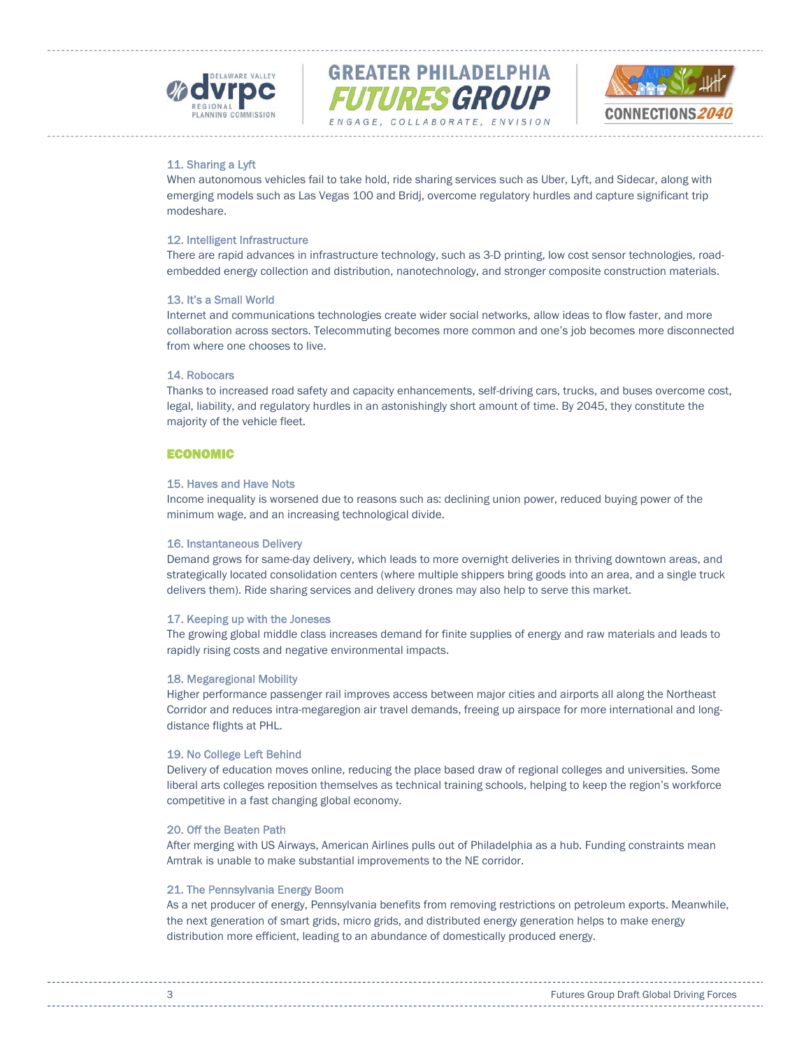### 11. Sharing a Lyft

When autonomous vehicles fail to take hold, ride sharing services such as Uber, Lyft, and Sidecar, along with emerging models such as Las Vegas 100 and Bridj, overcome regulatory hurdles and capture significant trip modeshare.

### 12. Intelligent Infrastructure

There are rapid advances in infrastructure technology, such as 3-D printing, low cost sensor technologies, road-embedded energy collection and distribution, nanotechnology, and stronger composite construction materials.

### 13. It's a Small World

Internet and communications technologies create wider social networks, allow ideas to flow faster, and more collaboration across sectors. Telecommuting becomes more common and one's job becomes more disconnected from where one chooses to live.

### 14. Robocars

Thanks to increased road safety and capacity enhancements, self-driving cars, trucks, and buses overcome cost, legal, liability, and regulatory hurdles in an astonishingly short amount of time. By 2045, they constitute the majority of the vehicle fleet.

## ECONOMIC

### 15. Haves and Have Nots

Income inequality is worsened due to reasons such as: declining union power, reduced buying power of the minimum wage, and an increasing technological divide.

### 16. Instantaneous Delivery

Demand grows for same-day delivery, which leads to more overnight deliveries in thriving downtown areas, and strategically located consolidation centers (where multiple shippers bring goods into an area, and a single truck delivers them). Ride sharing services and delivery drones may also help to serve this market.

### 17. Keeping up with the Joneses

The growing global middle class increases demand for finite supplies of energy and raw materials and leads to rapidly rising costs and negative environmental impacts.

### 18. Megaregional Mobility

Higher performance passenger rail improves access between major cities and airports all along the Northeast Corridor and reduces intra-megaregion air travel demands, freeing up airspace for more international and long-distance flights at PHL.

### 19. No College Left Behind

Delivery of education moves online, reducing the place based draw of regional colleges and universities. Some liberal arts colleges reposition themselves as technical training schools, helping to keep the region's workforce competitive in a fast changing global economy.

### 20. Off the Beaten Path

After merging with US Airways, American Airlines pulls out of Philadelphia as a hub. Funding constraints mean Amtrak is unable to make substantial improvements to the NE corridor.

### 21. The Pennsylvania Energy Boom

As a net producer of energy, Pennsylvania benefits from removing restrictions on petroleum exports. Meanwhile, the next generation of smart grids, micro grids, and distributed energy generation helps to make energy distribution more efficient, leading to an abundance of domestically produced energy.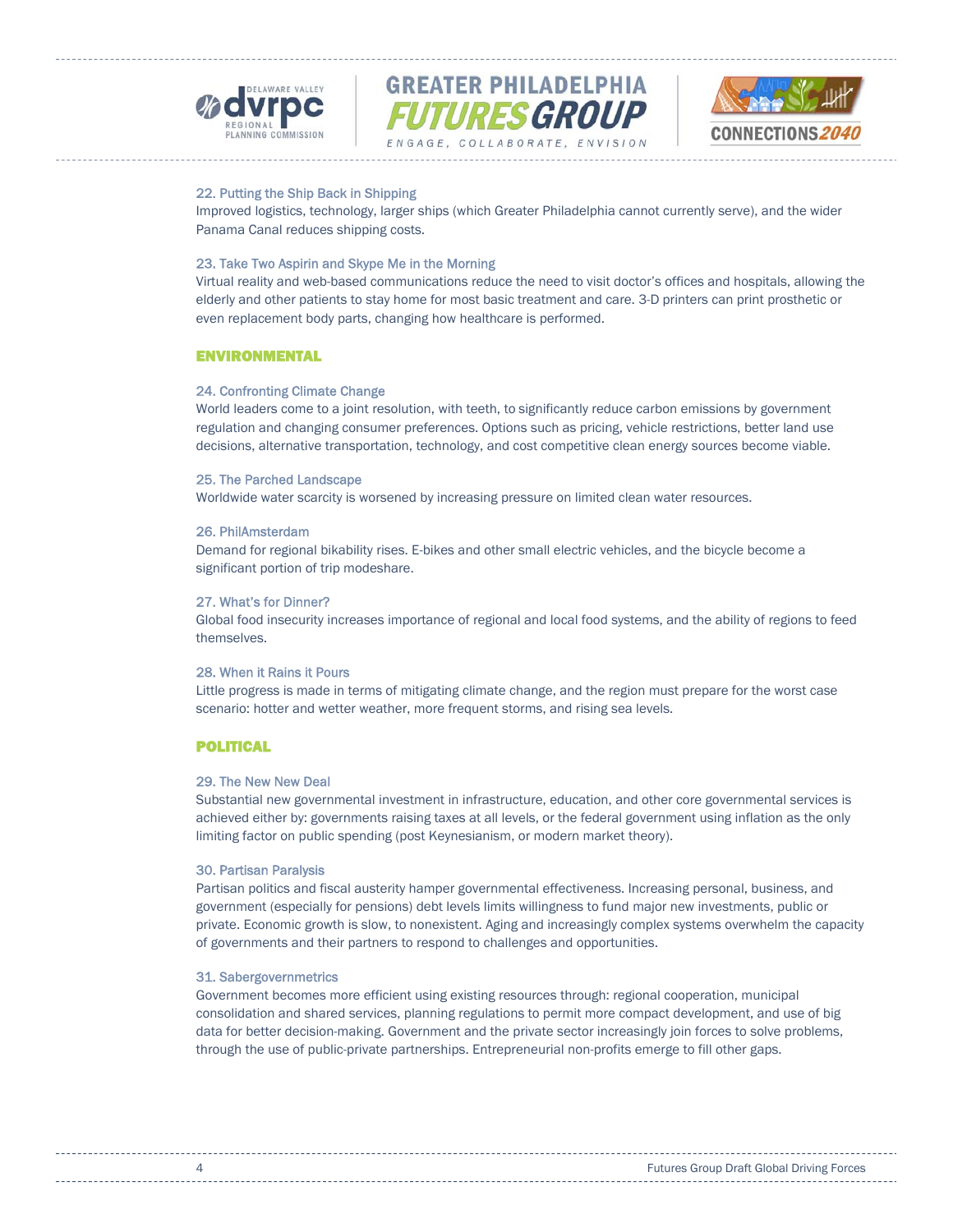### 22. Putting the Ship Back in Shipping

Improved logistics, technology, larger ships (which Greater Philadelphia cannot currently serve), and the wider Panama Canal reduces shipping costs.

### 23. Take Two Aspirin and Skype Me in the Morning

Virtual reality and web-based communications reduce the need to visit doctor's offices and hospitals, allowing the elderly and other patients to stay home for most basic treatment and care. 3-D printers can print prosthetic or even replacement body parts, changing how healthcare is performed.

## ENVIRONMENTAL

### 24. Confronting Climate Change

World leaders come to a joint resolution, with teeth, to significantly reduce carbon emissions by government regulation and changing consumer preferences. Options such as pricing, vehicle restrictions, better land use decisions, alternative transportation, technology, and cost competitive clean energy sources become viable.

### 25. The Parched Landscape

Worldwide water scarcity is worsened by increasing pressure on limited clean water resources.

### 26. PhilAmsterdam

Demand for regional bikability rises. E-bikes and other small electric vehicles, and the bicycle become a significant portion of trip modeshare.

### 27. What's for Dinner?

Global food insecurity increases importance of regional and local food systems, and the ability of regions to feed themselves.

### 28. When it Rains it Pours

Little progress is made in terms of mitigating climate change, and the region must prepare for the worst case scenario: hotter and wetter weather, more frequent storms, and rising sea levels.

## POLITICAL

### 29. The New New Deal

Substantial new governmental investment in infrastructure, education, and other core governmental services is achieved either by: governments raising taxes at all levels, or the federal government using inflation as the only limiting factor on public spending (post Keynesianism, or modern market theory).

### 30. Partisan Paralysis

Partisan politics and fiscal austerity hamper governmental effectiveness. Increasing personal, business, and government (especially for pensions) debt levels limits willingness to fund major new investments, public or private. Economic growth is slow, to nonexistent. Aging and increasingly complex systems overwhelm the capacity of governments and their partners to respond to challenges and opportunities.

### 31. Sabergovernmetrics

Government becomes more efficient using existing resources through: regional cooperation, municipal consolidation and shared services, planning regulations to permit more compact development, and use of big data for better decision-making. Government and the private sector increasingly join forces to solve problems, through the use of public-private partnerships. Entrepreneurial non-profits emerge to fill other gaps.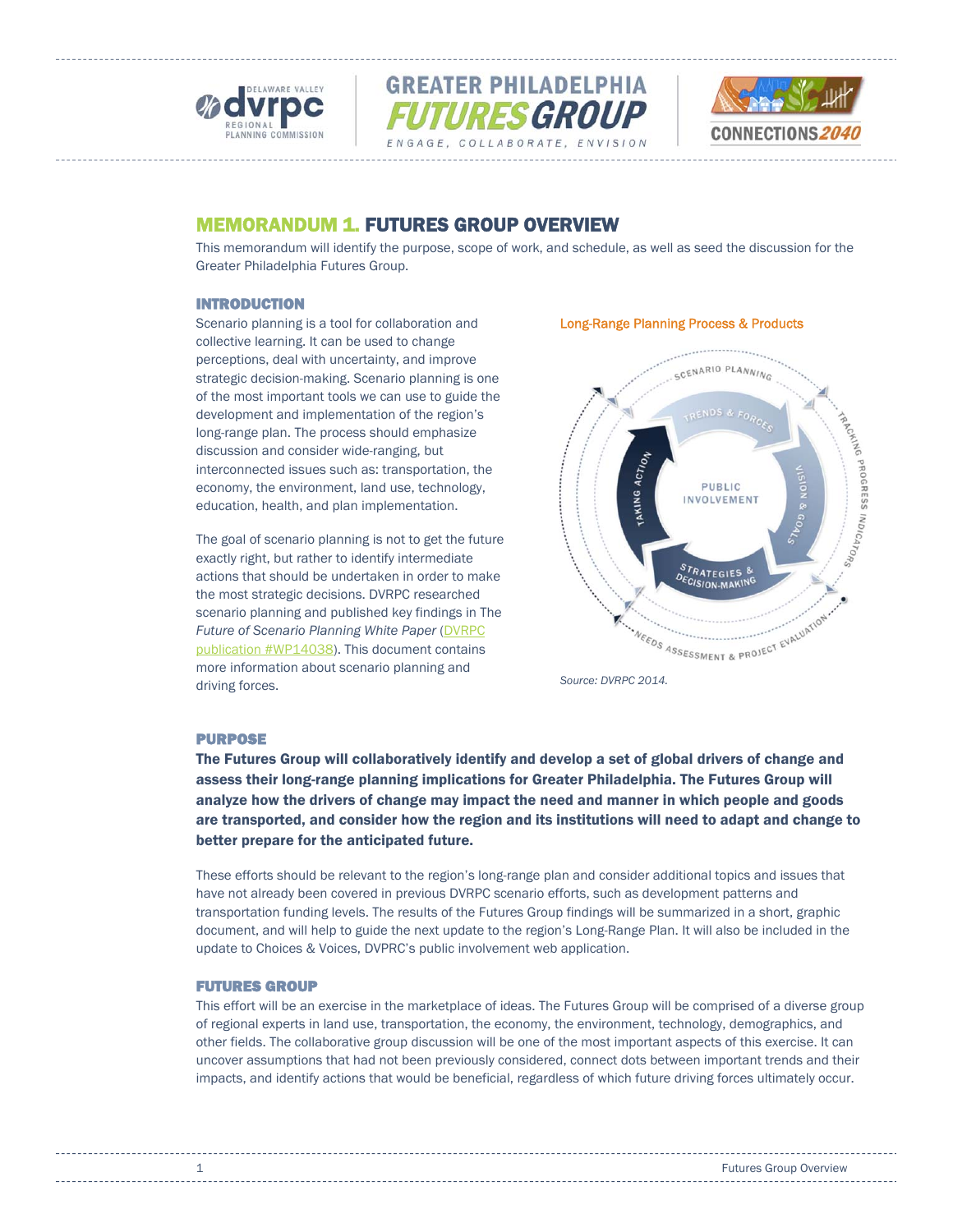# MEMORANDUM 1. FUTURES GROUP OVERVIEW

This memorandum will identify the purpose, scope of work, and schedule, as well as seed the discussion for the Greater Philadelphia Futures Group.

## INTRODUCTION

Scenario planning is a tool for collaboration and collective learning. It can be used to change perceptions, deal with uncertainty, and improve strategic decision-making. Scenario planning is one of the most important tools we can use to guide the development and implementation of the region's long-range plan. The process should emphasize discussion and consider wide-ranging, but interconnected issues such as: transportation, the economy, the environment, land use, technology, education, health, and plan implementation.

The goal of scenario planning is not to get the future exactly right, but rather to identify intermediate actions that should be undertaken in order to make the most strategic decisions. DVRPC researched scenario planning and published key findings in The *Future of Scenario Planning White Paper* (DVRPC publication #WP14038). This document contains more information about scenario planning and driving forces.

Long-Range Planning Process & Products

SCENARIO PLANNING — TRENDS & FORCES — VISION & GOALS — STRATEGIES & DECISION-MAKING — TAKING ACTION — PUBLIC INVOLVEMENT — TRACKING PROGRESS INDICATORS — NEEDS ASSESSMENT & PROJECT EVALUATION

*Source: DVRPC 2014.*

## PURPOSE

**The Futures Group will collaboratively identify and develop a set of global drivers of change and assess their long-range planning implications for Greater Philadelphia. The Futures Group will analyze how the drivers of change may impact the need and manner in which people and goods are transported, and consider how the region and its institutions will need to adapt and change to better prepare for the anticipated future.**

These efforts should be relevant to the region's long-range plan and consider additional topics and issues that have not already been covered in previous DVRPC scenario efforts, such as development patterns and transportation funding levels. The results of the Futures Group findings will be summarized in a short, graphic document, and will help to guide the next update to the region's Long-Range Plan. It will also be included in the update to Choices & Voices, DVPRC's public involvement web application.

## FUTURES GROUP

This effort will be an exercise in the marketplace of ideas. The Futures Group will be comprised of a diverse group of regional experts in land use, transportation, the economy, the environment, technology, demographics, and other fields. The collaborative group discussion will be one of the most important aspects of this exercise. It can uncover assumptions that had not been previously considered, connect dots between important trends and their impacts, and identify actions that would be beneficial, regardless of which future driving forces ultimately occur.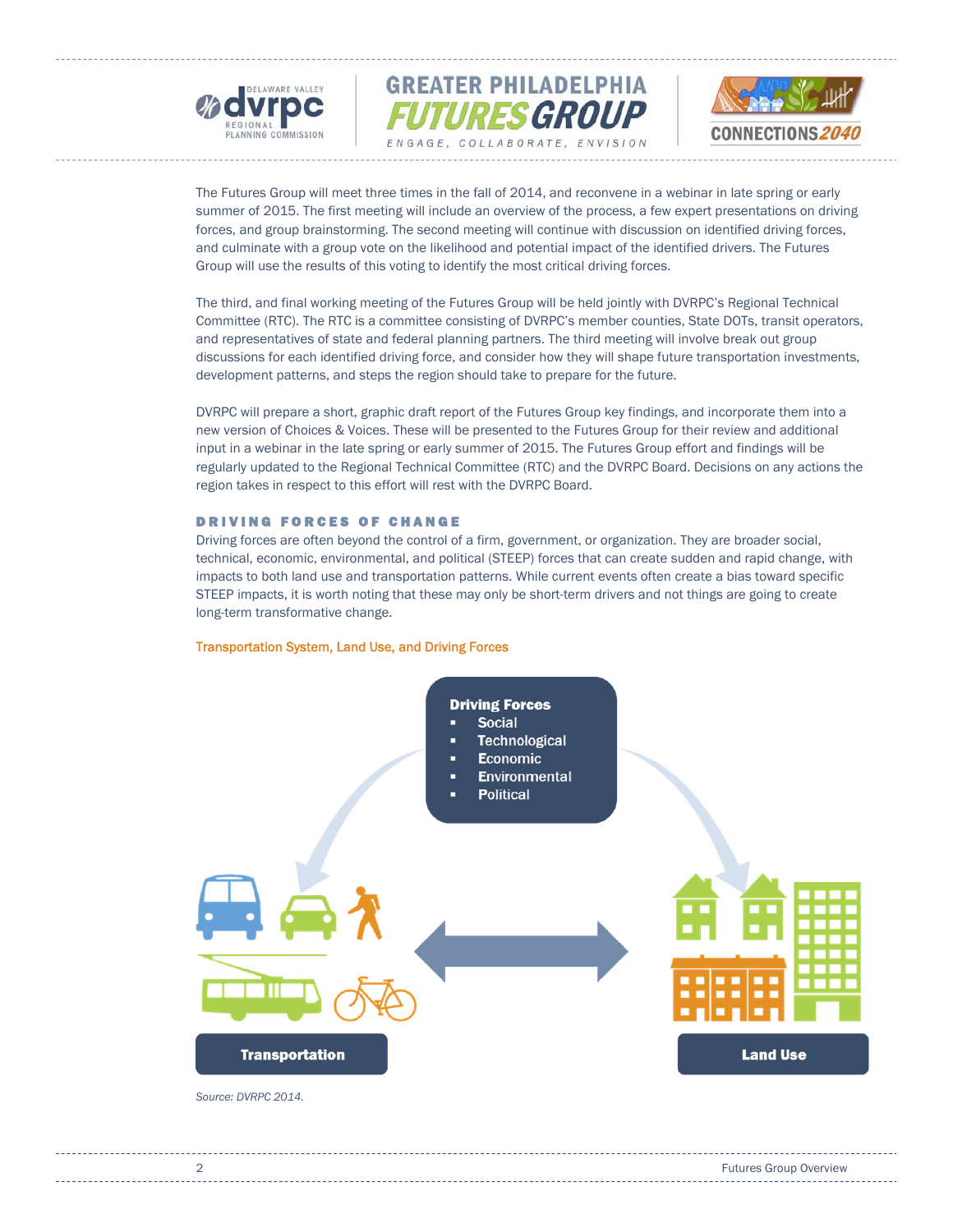The Futures Group will meet three times in the fall of 2014, and reconvene in a webinar in late spring or early summer of 2015. The first meeting will include an overview of the process, a few expert presentations on driving forces, and group brainstorming. The second meeting will continue with discussion on identified driving forces, and culminate with a group vote on the likelihood and potential impact of the identified drivers. The Futures Group will use the results of this voting to identify the most critical driving forces.

The third, and final working meeting of the Futures Group will be held jointly with DVRPC's Regional Technical Committee (RTC). The RTC is a committee consisting of DVRPC's member counties, State DOTs, transit operators, and representatives of state and federal planning partners. The third meeting will involve break out group discussions for each identified driving force, and consider how they will shape future transportation investments, development patterns, and steps the region should take to prepare for the future.

DVRPC will prepare a short, graphic draft report of the Futures Group key findings, and incorporate them into a new version of Choices & Voices. These will be presented to the Futures Group for their review and additional input in a webinar in the late spring or early summer of 2015. The Futures Group effort and findings will be regularly updated to the Regional Technical Committee (RTC) and the DVRPC Board. Decisions on any actions the region takes in respect to this effort will rest with the DVRPC Board.

## DRIVING FORCES OF CHANGE

Driving forces are often beyond the control of a firm, government, or organization. They are broader social, technical, economic, environmental, and political (STEEP) forces that can create sudden and rapid change, with impacts to both land use and transportation patterns. While current events often create a bias toward specific STEEP impacts, it is worth noting that these may only be short-term drivers and not things are going to create long-term transformative change.

Transportation System, Land Use, and Driving Forces

**Driving Forces**
- Social
- Technological
- Economic
- Environmental
- Political

**Transportation** ⟷ **Land Use**

*Source: DVRPC 2014.*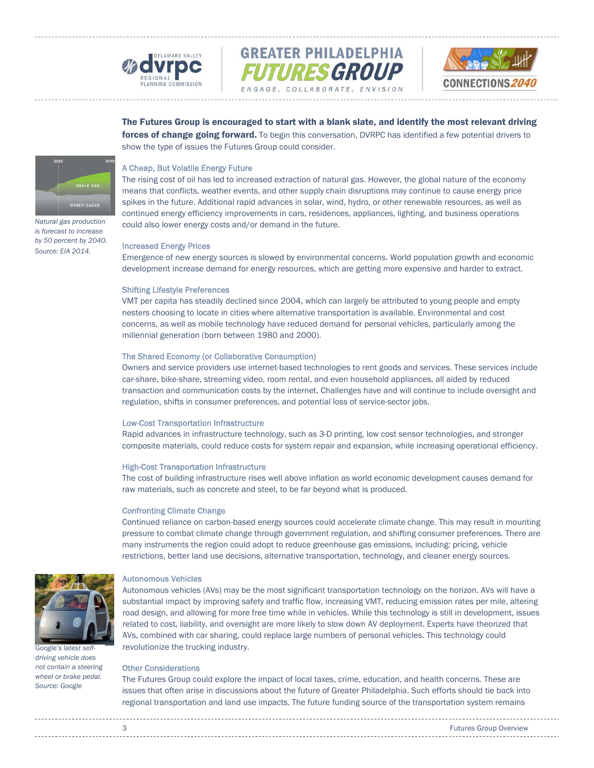**The Futures Group is encouraged to start with a blank slate, and identify the most relevant driving forces of change going forward.** To begin this conversation, DVRPC has identified a few potential drivers to show the type of issues the Futures Group could consider.

*Natural gas production is forecast to increase by 50 percent by 2040. Source: EIA 2014.*

### A Cheap, But Volatile Energy Future

The rising cost of oil has led to increased extraction of natural gas. However, the global nature of the economy means that conflicts, weather events, and other supply chain disruptions may continue to cause energy price spikes in the future. Additional rapid advances in solar, wind, hydro, or other renewable resources, as well as continued energy efficiency improvements in cars, residences, appliances, lighting, and business operations could also lower energy costs and/or demand in the future.

### Increased Energy Prices

Emergence of new energy sources is slowed by environmental concerns. World population growth and economic development increase demand for energy resources, which are getting more expensive and harder to extract.

### Shifting Lifestyle Preferences

VMT per capita has steadily declined since 2004, which can largely be attributed to young people and empty nesters choosing to locate in cities where alternative transportation is available. Environmental and cost concerns, as well as mobile technology have reduced demand for personal vehicles, particularly among the millennial generation (born between 1980 and 2000).

### The Shared Economy (or Collaborative Consumption)

Owners and service providers use internet-based technologies to rent goods and services. These services include car-share, bike-share, streaming video, room rental, and even household appliances, all aided by reduced transaction and communication costs by the internet. Challenges have and will continue to include oversight and regulation, shifts in consumer preferences, and potential loss of service-sector jobs.

### Low-Cost Transportation Infrastructure

Rapid advances in infrastructure technology, such as 3-D printing, low cost sensor technologies, and stronger composite materials, could reduce costs for system repair and expansion, while increasing operational efficiency.

### High-Cost Transportation Infrastructure

The cost of building infrastructure rises well above inflation as world economic development causes demand for raw materials, such as concrete and steel, to be far beyond what is produced.

### Confronting Climate Change

Continued reliance on carbon-based energy sources could accelerate climate change. This may result in mounting pressure to combat climate change through government regulation, and shifting consumer preferences. There are many instruments the region could adopt to reduce greenhouse gas emissions, including: pricing, vehicle restrictions, better land use decisions, alternative transportation, technology, and cleaner energy sources.

*Google's latest self-driving vehicle does not contain a steering wheel or brake pedal. Source: Google*

### Autonomous Vehicles

Autonomous vehicles (AVs) may be the most significant transportation technology on the horizon. AVs will have a substantial impact by improving safety and traffic flow, increasing VMT, reducing emission rates per mile, altering road design, and allowing for more free time while in vehicles. While this technology is still in development, issues related to cost, liability, and oversight are more likely to slow down AV deployment. Experts have theorized that AVs, combined with car sharing, could replace large numbers of personal vehicles. This technology could revolutionize the trucking industry.

### Other Considerations

The Futures Group could explore the impact of local taxes, crime, education, and health concerns. These are issues that often arise in discussions about the future of Greater Philadelphia. Such efforts should tie back into regional transportation and land use impacts. The future funding source of the transportation system remains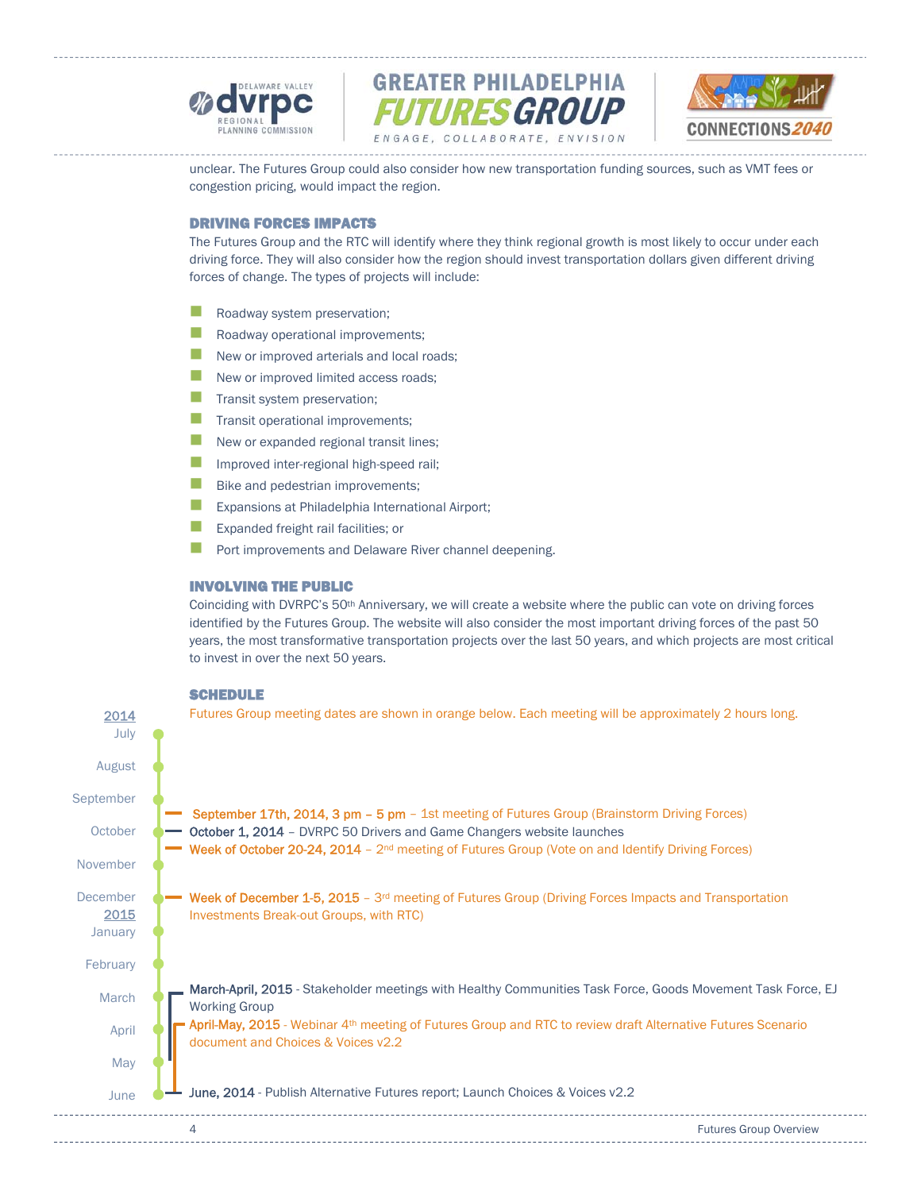unclear. The Futures Group could also consider how new transportation funding sources, such as VMT fees or congestion pricing, would impact the region.

## DRIVING FORCES IMPACTS

The Futures Group and the RTC will identify where they think regional growth is most likely to occur under each driving force. They will also consider how the region should invest transportation dollars given different driving forces of change. The types of projects will include:

- Roadway system preservation;
- Roadway operational improvements;
- New or improved arterials and local roads;
- New or improved limited access roads;
- Transit system preservation;
- Transit operational improvements;
- New or expanded regional transit lines;
- Improved inter-regional high-speed rail;
- Bike and pedestrian improvements;
- Expansions at Philadelphia International Airport;
- Expanded freight rail facilities; or
- Port improvements and Delaware River channel deepening.

## INVOLVING THE PUBLIC

Coinciding with DVRPC's 50th Anniversary, we will create a website where the public can vote on driving forces identified by the Futures Group. The website will also consider the most important driving forces of the past 50 years, the most transformative transportation projects over the last 50 years, and which projects are most critical to invest in over the next 50 years.

## SCHEDULE

Futures Group meeting dates are shown in orange below. Each meeting will be approximately 2 hours long.

**2014**

July

August

September

- **September 17th, 2014, 3 pm – 5 pm** – 1st meeting of Futures Group (Brainstorm Driving Forces)

October

- **October 1, 2014** – DVRPC 50 Drivers and Game Changers website launches
- **Week of October 20-24, 2014** – 2nd meeting of Futures Group (Vote on and Identify Driving Forces)

November

December

- **Week of December 1-5, 2015** – 3rd meeting of Futures Group (Driving Forces Impacts and Transportation Investments Break-out Groups, with RTC)

**2015**

January

February

March

- **March-April, 2015** - Stakeholder meetings with Healthy Communities Task Force, Goods Movement Task Force, EJ Working Group

April

- **April-May, 2015** - Webinar 4th meeting of Futures Group and RTC to review draft Alternative Futures Scenario document and Choices & Voices v2.2

May

June

- **June, 2014** - Publish Alternative Futures report; Launch Choices & Voices v2.2